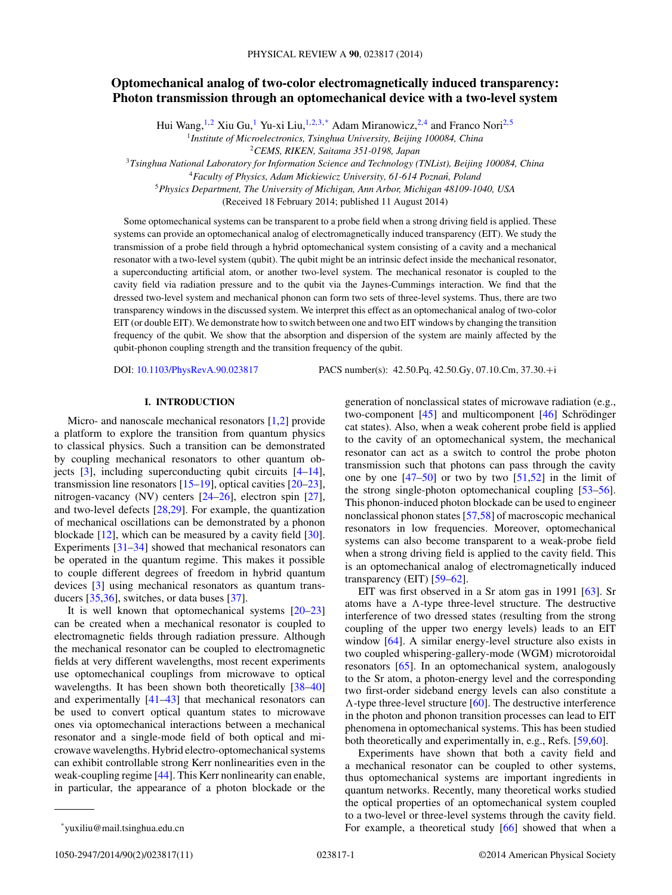# Optomechanical analog of two-color electromagnetically induced transparency: Photon transmission through an optomechanical device with a two-level system

Hui Wang,[1,2] Xiu Gu,[1] Yu-xi Liu,[1,2,3,*] Adam Miranowicz,[2,4] and Franco Nori[2,5]

[1]*Institute of Microelectronics, Tsinghua University, Beijing 100084, China*
[2]*CEMS, RIKEN, Saitama 351-0198, Japan*
[3]*Tsinghua National Laboratory for Information Science and Technology (TNList), Beijing 100084, China*
[4]*Faculty of Physics, Adam Mickiewicz University, 61-614 Poznań, Poland*
[5]*Physics Department, The University of Michigan, Ann Arbor, Michigan 48109-1040, USA*

(Received 18 February 2014; published 11 August 2014)

Some optomechanical systems can be transparent to a probe field when a strong driving field is applied. These systems can provide an optomechanical analog of electromagnetically induced transparency (EIT). We study the transmission of a probe field through a hybrid optomechanical system consisting of a cavity and a mechanical resonator with a two-level system (qubit). The qubit might be an intrinsic defect inside the mechanical resonator, a superconducting artificial atom, or another two-level system. The mechanical resonator is coupled to the cavity field via radiation pressure and to the qubit via the Jaynes-Cummings interaction. We find that the dressed two-level system and mechanical phonon can form two sets of three-level systems. Thus, there are two transparency windows in the discussed system. We interpret this effect as an optomechanical analog of two-color EIT (or double EIT). We demonstrate how to switch between one and two EIT windows by changing the transition frequency of the qubit. We show that the absorption and dispersion of the system are mainly affected by the qubit-phonon coupling strength and the transition frequency of the qubit.

DOI: 10.1103/PhysRevA.90.023817 PACS number(s): 42.50.Pq, 42.50.Gy, 07.10.Cm, 37.30.+i

## I. INTRODUCTION

Micro- and nanoscale mechanical resonators [1,2] provide a platform to explore the transition from quantum physics to classical physics. Such a transition can be demonstrated by coupling mechanical resonators to other quantum objects [3], including superconducting qubit circuits [4–14], transmission line resonators [15–19], optical cavities [20–23], nitrogen-vacancy (NV) centers [24–26], electron spin [27], and two-level defects [28,29]. For example, the quantization of mechanical oscillations can be demonstrated by a phonon blockade [12], which can be measured by a cavity field [30]. Experiments [31–34] showed that mechanical resonators can be operated in the quantum regime. This makes it possible to couple different degrees of freedom in hybrid quantum devices [3] using mechanical resonators as quantum transducers [35,36], switches, or data buses [37].

It is well known that optomechanical systems [20–23] can be created when a mechanical resonator is coupled to electromagnetic fields through radiation pressure. Although the mechanical resonator can be coupled to electromagnetic fields at very different wavelengths, most recent experiments use optomechanical couplings from microwave to optical wavelengths. It has been shown both theoretically [38–40] and experimentally [41–43] that mechanical resonators can be used to convert optical quantum states to microwave ones via optomechanical interactions between a mechanical resonator and a single-mode field of both optical and microwave wavelengths. Hybrid electro-optomechanical systems can exhibit controllable strong Kerr nonlinearities even in the weak-coupling regime [44]. This Kerr nonlinearity can enable, in particular, the appearance of a photon blockade or the generation of nonclassical states of microwave radiation (e.g., two-component [45] and multicomponent [46] Schrödinger cat states). Also, when a weak coherent probe field is applied to the cavity of an optomechanical system, the mechanical resonator can act as a switch to control the probe photon transmission such that photons can pass through the cavity one by one [47–50] or two by two [51,52] in the limit of the strong single-photon optomechanical coupling [53–56]. This phonon-induced photon blockade can be used to engineer nonclassical phonon states [57,58] of macroscopic mechanical resonators in low frequencies. Moreover, optomechanical systems can also become transparent to a weak-probe field when a strong driving field is applied to the cavity field. This is an optomechanical analog of electromagnetically induced transparency (EIT) [59–62].

EIT was first observed in a Sr atom gas in 1991 [63]. Sr atoms have a Λ-type three-level structure. The destructive interference of two dressed states (resulting from the strong coupling of the upper two energy levels) leads to an EIT window [64]. A similar energy-level structure also exists in two coupled whispering-gallery-mode (WGM) microtoroidal resonators [65]. In an optomechanical system, analogously to the Sr atom, a photon-energy level and the corresponding two first-order sideband energy levels can also constitute a Λ-type three-level structure [60]. The destructive interference in the photon and phonon transition processes can lead to EIT phenomena in optomechanical systems. This has been studied both theoretically and experimentally in, e.g., Refs. [59,60].

Experiments have shown that both a cavity field and a mechanical resonator can be coupled to other systems, thus optomechanical systems are important ingredients in quantum networks. Recently, many theoretical works studied the optical properties of an optomechanical system coupled to a two-level or three-level systems through the cavity field. For example, a theoretical study [66] showed that when a

---

*yuxiliu@mail.tsinghua.edu.cn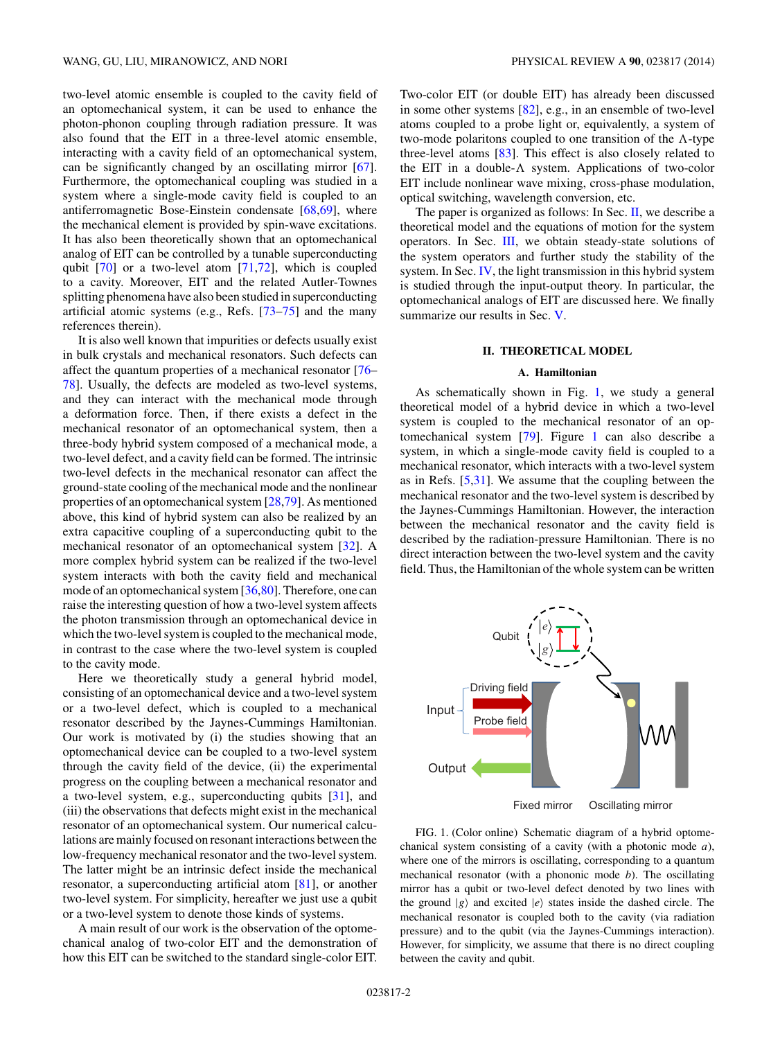two-level atomic ensemble is coupled to the cavity field of an optomechanical system, it can be used to enhance the photon-phonon coupling through radiation pressure. It was also found that the EIT in a three-level atomic ensemble, interacting with a cavity field of an optomechanical system, can be significantly changed by an oscillating mirror [67]. Furthermore, the optomechanical coupling was studied in a system where a single-mode cavity field is coupled to an antiferromagnetic Bose-Einstein condensate [68,69], where the mechanical element is provided by spin-wave excitations. It has also been theoretically shown that an optomechanical analog of EIT can be controlled by a tunable superconducting qubit [70] or a two-level atom [71,72], which is coupled to a cavity. Moreover, EIT and the related Autler-Townes splitting phenomena have also been studied in superconducting artificial atomic systems (e.g., Refs. [73–75] and the many references therein).

It is also well known that impurities or defects usually exist in bulk crystals and mechanical resonators. Such defects can affect the quantum properties of a mechanical resonator [76–78]. Usually, the defects are modeled as two-level systems, and they can interact with the mechanical mode through a deformation force. Then, if there exists a defect in the mechanical resonator of an optomechanical system, then a three-body hybrid system composed of a mechanical mode, a two-level defect, and a cavity field can be formed. The intrinsic two-level defects in the mechanical resonator can affect the ground-state cooling of the mechanical mode and the nonlinear properties of an optomechanical system [28,79]. As mentioned above, this kind of hybrid system can also be realized by an extra capacitive coupling of a superconducting qubit to the mechanical resonator of an optomechanical system [32]. A more complex hybrid system can be realized if the two-level system interacts with both the cavity field and mechanical mode of an optomechanical system [36,80]. Therefore, one can raise the interesting question of how a two-level system affects the photon transmission through an optomechanical device in which the two-level system is coupled to the mechanical mode, in contrast to the case where the two-level system is coupled to the cavity mode.

Here we theoretically study a general hybrid model, consisting of an optomechanical device and a two-level system or a two-level defect, which is coupled to a mechanical resonator described by the Jaynes-Cummings Hamiltonian. Our work is motivated by (i) the studies showing that an optomechanical device can be coupled to a two-level system through the cavity field of the device, (ii) the experimental progress on the coupling between a mechanical resonator and a two-level system, e.g., superconducting qubits [31], and (iii) the observations that defects might exist in the mechanical resonator of an optomechanical system. Our numerical calculations are mainly focused on resonant interactions between the low-frequency mechanical resonator and the two-level system. The latter might be an intrinsic defect inside the mechanical resonator, a superconducting artificial atom [81], or another two-level system. For simplicity, hereafter we just use a qubit or a two-level system to denote those kinds of systems.

A main result of our work is the observation of the optomechanical analog of two-color EIT and the demonstration of how this EIT can be switched to the standard single-color EIT. Two-color EIT (or double EIT) has already been discussed in some other systems [82], e.g., in an ensemble of two-level atoms coupled to a probe light or, equivalently, a system of two-mode polaritons coupled to one transition of the $\Lambda$-type three-level atoms [83]. This effect is also closely related to the EIT in a double-$\Lambda$ system. Applications of two-color EIT include nonlinear wave mixing, cross-phase modulation, optical switching, wavelength conversion, etc.

The paper is organized as follows: In Sec. II, we describe a theoretical model and the equations of motion for the system operators. In Sec. III, we obtain steady-state solutions of the system operators and further study the stability of the system. In Sec. IV, the light transmission in this hybrid system is studied through the input-output theory. In particular, the optomechanical analogs of EIT are discussed here. We finally summarize our results in Sec. V.

## II. THEORETICAL MODEL

### A. Hamiltonian

As schematically shown in Fig. 1, we study a general theoretical model of a hybrid device in which a two-level system is coupled to the mechanical resonator of an optomechanical system [79]. Figure 1 can also describe a system, in which a single-mode cavity field is coupled to a mechanical resonator, which interacts with a two-level system as in Refs. [5,31]. We assume that the coupling between the mechanical resonator and the two-level system is described by the Jaynes-Cummings Hamiltonian. However, the interaction between the mechanical resonator and the cavity field is described by the radiation-pressure Hamiltonian. There is no direct interaction between the two-level system and the cavity field. Thus, the Hamiltonian of the whole system can be written

FIG. 1. (Color online) Schematic diagram of a hybrid optomechanical system consisting of a cavity (with a photonic mode $a$), where one of the mirrors is oscillating, corresponding to a quantum mechanical resonator (with a phononic mode $b$). The oscillating mirror has a qubit or two-level defect denoted by two lines with the ground $|g\rangle$ and excited $|e\rangle$ states inside the dashed circle. The mechanical resonator is coupled both to the cavity (via radiation pressure) and to the qubit (via the Jaynes-Cummings interaction). However, for simplicity, we assume that there is no direct coupling between the cavity and qubit.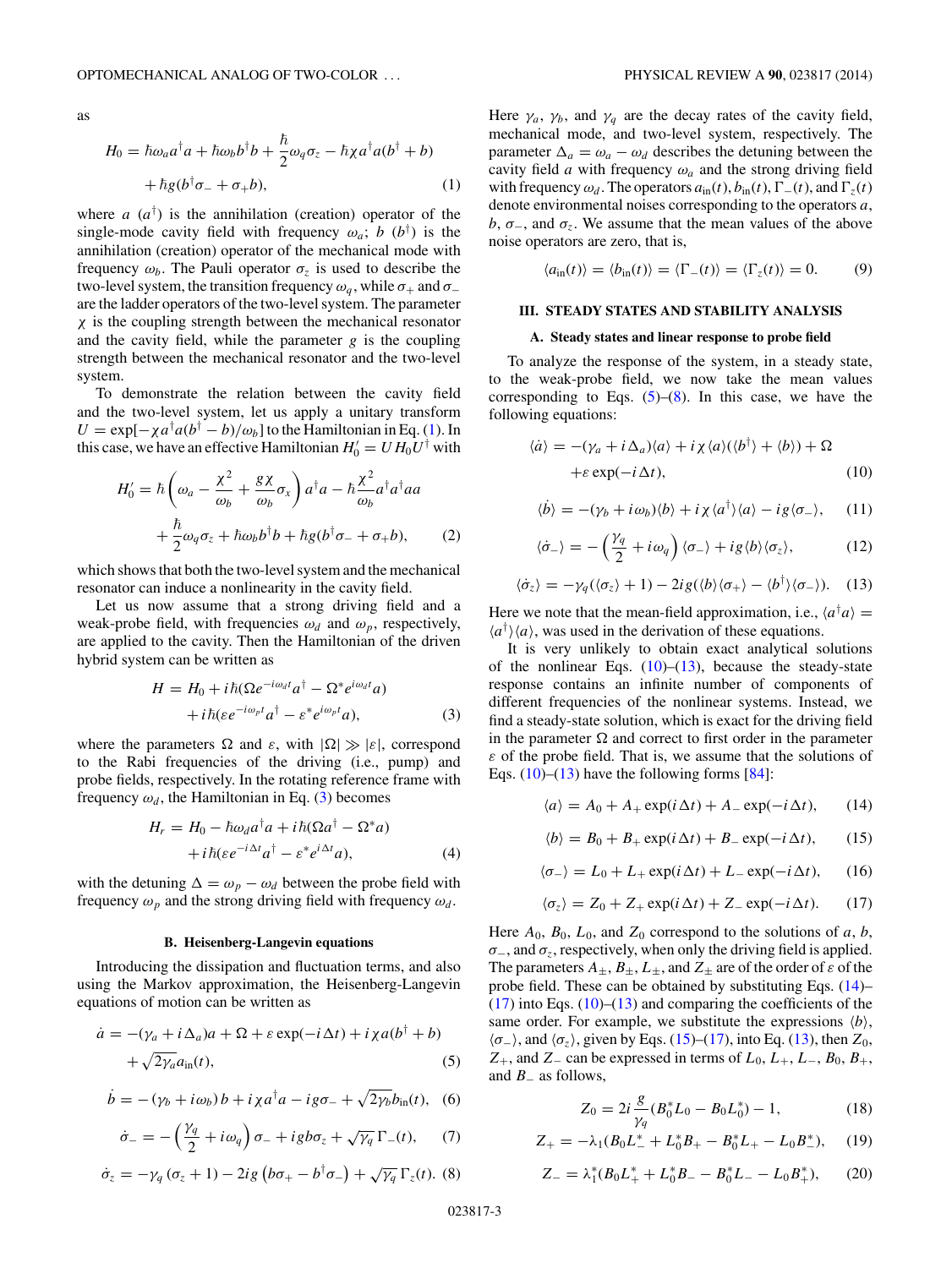as

$$H_0 = \hbar\omega_a a^\dagger a + \hbar\omega_b b^\dagger b + \frac{\hbar}{2}\omega_q\sigma_z - \hbar\chi a^\dagger a(b^\dagger + b) + \hbar g(b^\dagger\sigma_- + \sigma_+ b), \tag{1}$$

where $a$ ($a^\dagger$) is the annihilation (creation) operator of the single-mode cavity field with frequency $\omega_a$; $b$ ($b^\dagger$) is the annihilation (creation) operator of the mechanical mode with frequency $\omega_b$. The Pauli operator $\sigma_z$ is used to describe the two-level system, the transition frequency $\omega_q$, while $\sigma_+$ and $\sigma_-$ are the ladder operators of the two-level system. The parameter $\chi$ is the coupling strength between the mechanical resonator and the cavity field, while the parameter $g$ is the coupling strength between the mechanical resonator and the two-level system.

To demonstrate the relation between the cavity field and the two-level system, let us apply a unitary transform $U = \exp[-\chi a^\dagger a(b^\dagger - b)/\omega_b]$ to the Hamiltonian in Eq. (1). In this case, we have an effective Hamiltonian $H_0' = U H_0 U^\dagger$ with

$$H_0' = \hbar\left(\omega_a - \frac{\chi^2}{\omega_b} + \frac{g\chi}{\omega_b}\sigma_x\right)a^\dagger a - \hbar\frac{\chi^2}{\omega_b}a^\dagger a^\dagger a a + \frac{\hbar}{2}\omega_q\sigma_z + \hbar\omega_b b^\dagger b + \hbar g(b^\dagger\sigma_- + \sigma_+ b), \tag{2}$$

which shows that both the two-level system and the mechanical resonator can induce a nonlinearity in the cavity field.

Let us now assume that a strong driving field and a weak-probe field, with frequencies $\omega_d$ and $\omega_p$, respectively, are applied to the cavity. Then the Hamiltonian of the driven hybrid system can be written as

$$H = H_0 + i\hbar(\Omega e^{-i\omega_d t}a^\dagger - \Omega^* e^{i\omega_d t}a) + i\hbar(\varepsilon e^{-i\omega_p t}a^\dagger - \varepsilon^* e^{i\omega_p t}a), \tag{3}$$

where the parameters $\Omega$ and $\varepsilon$, with $|\Omega| \gg |\varepsilon|$, correspond to the Rabi frequencies of the driving (i.e., pump) and probe fields, respectively. In the rotating reference frame with frequency $\omega_d$, the Hamiltonian in Eq. (3) becomes

$$H_r = H_0 - \hbar\omega_d a^\dagger a + i\hbar(\Omega a^\dagger - \Omega^* a) + i\hbar(\varepsilon e^{-i\Delta t}a^\dagger - \varepsilon^* e^{i\Delta t}a), \tag{4}$$

with the detuning $\Delta = \omega_p - \omega_d$ between the probe field with frequency $\omega_p$ and the strong driving field with frequency $\omega_d$.

### B. Heisenberg-Langevin equations

Introducing the dissipation and fluctuation terms, and also using the Markov approximation, the Heisenberg-Langevin equations of motion can be written as

$$\dot{a} = -(\gamma_a + i\Delta_a)a + \Omega + \varepsilon\exp(-i\Delta t) + i\chi a(b^\dagger + b) + \sqrt{2\gamma_a}a_{\rm in}(t), \tag{5}$$

$$\dot{b} = -(\gamma_b + i\omega_b)b + i\chi a^\dagger a - ig\sigma_- + \sqrt{2\gamma_b}b_{\rm in}(t), \tag{6}$$

$$\dot{\sigma}_- = -\left(\frac{\gamma_q}{2} + i\omega_q\right)\sigma_- + igb\sigma_z + \sqrt{\gamma_q}\,\Gamma_-(t), \tag{7}$$

$$\dot{\sigma}_z = -\gamma_q(\sigma_z + 1) - 2ig\left(b\sigma_+ - b^\dagger\sigma_-\right) + \sqrt{\gamma_q}\,\Gamma_z(t). \tag{8}$$

Here $\gamma_a$, $\gamma_b$, and $\gamma_q$ are the decay rates of the cavity field, mechanical mode, and two-level system, respectively. The parameter $\Delta_a = \omega_a - \omega_d$ describes the detuning between the cavity field $a$ with frequency $\omega_a$ and the strong driving field with frequency $\omega_d$. The operators $a_{\rm in}(t)$, $b_{\rm in}(t)$, $\Gamma_-(t)$, and $\Gamma_z(t)$ denote environmental noises corresponding to the operators $a$, $b$, $\sigma_-$, and $\sigma_z$. We assume that the mean values of the above noise operators are zero, that is,

$$\langle a_{\rm in}(t)\rangle = \langle b_{\rm in}(t)\rangle = \langle\Gamma_-(t)\rangle = \langle\Gamma_z(t)\rangle = 0. \tag{9}$$

## III. STEADY STATES AND STABILITY ANALYSIS

### A. Steady states and linear response to probe field

To analyze the response of the system, in a steady state, to the weak-probe field, we now take the mean values corresponding to Eqs. (5)–(8). In this case, we have the following equations:

$$\langle\dot{a}\rangle = -(\gamma_a + i\Delta_a)\langle a\rangle + i\chi\langle a\rangle(\langle b^\dagger\rangle + \langle b\rangle) + \Omega + \varepsilon\exp(-i\Delta t), \tag{10}$$

$$\langle\dot{b}\rangle = -(\gamma_b + i\omega_b)\langle b\rangle + i\chi\langle a^\dagger\rangle\langle a\rangle - ig\langle\sigma_-\rangle, \tag{11}$$

$$\langle\dot{\sigma}_-\rangle = -\left(\frac{\gamma_q}{2} + i\omega_q\right)\langle\sigma_-\rangle + ig\langle b\rangle\langle\sigma_z\rangle, \tag{12}$$

$$\langle\dot{\sigma}_z\rangle = -\gamma_q(\langle\sigma_z\rangle + 1) - 2ig(\langle b\rangle\langle\sigma_+\rangle - \langle b^\dagger\rangle\langle\sigma_-\rangle). \tag{13}$$

Here we note that the mean-field approximation, i.e., $\langle a^\dagger a\rangle = \langle a^\dagger\rangle\langle a\rangle$, was used in the derivation of these equations.

It is very unlikely to obtain exact analytical solutions of the nonlinear Eqs. (10)–(13), because the steady-state response contains an infinite number of components of different frequencies of the nonlinear systems. Instead, we find a steady-state solution, which is exact for the driving field in the parameter $\Omega$ and correct to first order in the parameter $\varepsilon$ of the probe field. That is, we assume that the solutions of Eqs. (10)–(13) have the following forms [84]:

$$\langle a\rangle = A_0 + A_+\exp(i\Delta t) + A_-\exp(-i\Delta t), \tag{14}$$

$$\langle b\rangle = B_0 + B_+\exp(i\Delta t) + B_-\exp(-i\Delta t), \tag{15}$$

$$\langle\sigma_-\rangle = L_0 + L_+\exp(i\Delta t) + L_-\exp(-i\Delta t), \tag{16}$$

$$\langle\sigma_z\rangle = Z_0 + Z_+\exp(i\Delta t) + Z_-\exp(-i\Delta t). \tag{17}$$

Here $A_0$, $B_0$, $L_0$, and $Z_0$ correspond to the solutions of $a$, $b$, $\sigma_-$, and $\sigma_z$, respectively, when only the driving field is applied. The parameters $A_\pm$, $B_\pm$, $L_\pm$, and $Z_\pm$ are of the order of $\varepsilon$ of the probe field. These can be obtained by substituting Eqs. (14)–(17) into Eqs. (10)–(13) and comparing the coefficients of the same order. For example, we substitute the expressions $\langle b\rangle$, $\langle\sigma_-\rangle$, and $\langle\sigma_z\rangle$, given by Eqs. (15)–(17), into Eq. (13), then $Z_0$, $Z_+$, and $Z_-$ can be expressed in terms of $L_0$, $L_+$, $L_-$, $B_0$, $B_+$, and $B_-$ as follows,

$$Z_0 = 2i\frac{g}{\gamma_q}(B_0^* L_0 - B_0 L_0^*) - 1, \tag{18}$$

$$Z_+ = -\lambda_1(B_0 L_-^* + L_0^* B_+ - B_0^* L_+ - L_0 B_-^*), \tag{19}$$

$$Z_- = \lambda_1^*(B_0 L_+^* + L_0^* B_- - B_0^* L_- - L_0 B_+^*), \tag{20}$$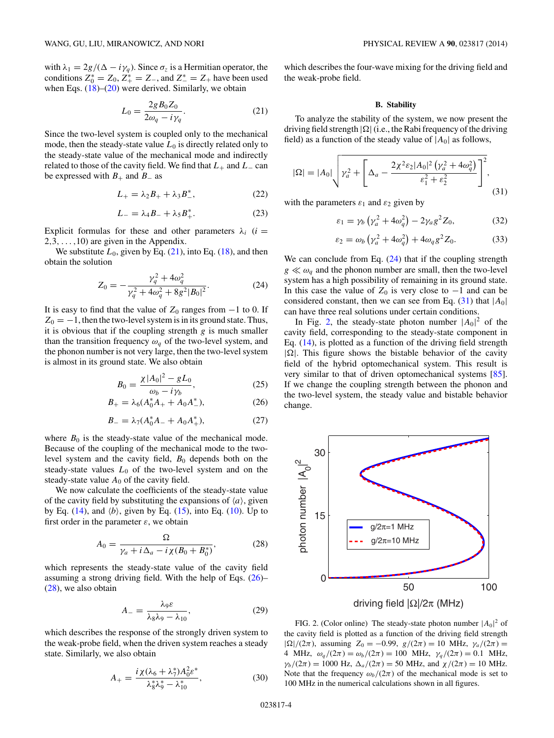with $\lambda_1 = 2g/(\Delta - i\gamma_q)$. Since $\sigma_z$ is a Hermitian operator, the conditions $Z_0^* = Z_0$, $Z_+^* = Z_-$, and $Z_-^* = Z_+$ have been used when Eqs. (18)–(20) were derived. Similarly, we obtain

$$L_0 = \frac{2gB_0Z_0}{2\omega_q - i\gamma_q}. \tag{21}$$

Since the two-level system is coupled only to the mechanical mode, then the steady-state value $L_0$ is directly related only to the steady-state value of the mechanical mode and indirectly related to those of the cavity field. We find that $L_+$ and $L_-$ can be expressed with $B_+$ and $B_-$ as

$$L_+ = \lambda_2 B_+ + \lambda_3 B_-^*, \tag{22}$$

$$L_- = \lambda_4 B_- + \lambda_5 B_+^*. \tag{23}$$

Explicit formulas for these and other parameters $\lambda_i$ ($i = 2,3,\ldots,10$) are given in the Appendix.

We substitute $L_0$, given by Eq. (21), into Eq. (18), and then obtain the solution

$$Z_0 = -\frac{\gamma_q^2 + 4\omega_q^2}{\gamma_q^2 + 4\omega_q^2 + 8g^2|B_0|^2}. \tag{24}$$

It is easy to find that the value of $Z_0$ ranges from $-1$ to 0. If $Z_0 = -1$, then the two-level system is in its ground state. Thus, it is obvious that if the coupling strength $g$ is much smaller than the transition frequency $\omega_q$ of the two-level system, and the phonon number is not very large, then the two-level system is almost in its ground state. We also obtain

$$B_0 = \frac{\chi|A_0|^2 - gL_0}{\omega_b - i\gamma_b}, \tag{25}$$

$$B_+ = \lambda_6(A_0^* A_+ + A_0 A_-^*), \tag{26}$$

$$B_- = \lambda_7(A_0^* A_- + A_0 A_+^*), \tag{27}$$

where $B_0$ is the steady-state value of the mechanical mode. Because of the coupling of the mechanical mode to the two-level system and the cavity field, $B_0$ depends both on the steady-state values $L_0$ of the two-level system and on the steady-state value $A_0$ of the cavity field.

We now calculate the coefficients of the steady-state value of the cavity field by substituting the expansions of $\langle a\rangle$, given by Eq. (14), and $\langle b\rangle$, given by Eq. (15), into Eq. (10). Up to first order in the parameter $\varepsilon$, we obtain

$$A_0 = \frac{\Omega}{\gamma_a + i\Delta_a - i\chi(B_0 + B_0^*)}, \tag{28}$$

which represents the steady-state value of the cavity field assuming a strong driving field. With the help of Eqs. (26)–(28), we also obtain

$$A_- = \frac{\lambda_9\varepsilon}{\lambda_8\lambda_9 - \lambda_{10}}, \tag{29}$$

which describes the response of the strongly driven system to the weak-probe field, when the driven system reaches a steady state. Similarly, we also obtain

$$A_+ = \frac{i\chi(\lambda_6 + \lambda_7^*)A_0^2\varepsilon^*}{\lambda_8^*\lambda_9^* - \lambda_{10}^*}, \tag{30}$$

which describes the four-wave mixing for the driving field and the weak-probe field.

### B. Stability

To analyze the stability of the system, we now present the driving field strength $|\Omega|$ (i.e., the Rabi frequency of the driving field) as a function of the steady value of $|A_0|$ as follows,

$$|\Omega| = |A_0|\sqrt{\gamma_a^2 + \left[\Delta_a - \frac{2\chi^2\varepsilon_2|A_0|^2\left(\gamma_a^2 + 4\omega_q^2\right)}{\varepsilon_1^2 + \varepsilon_2^2}\right]^2}, \tag{31}$$

with the parameters $\varepsilon_1$ and $\varepsilon_2$ given by

$$\varepsilon_1 = \gamma_b\left(\gamma_a^2 + 4\omega_q^2\right) - 2\gamma_a g^2 Z_0, \tag{32}$$

$$\varepsilon_2 = \omega_b\left(\gamma_a^2 + 4\omega_q^2\right) + 4\omega_q g^2 Z_0. \tag{33}$$

We can conclude from Eq. (24) that if the coupling strength $g \ll \omega_q$ and the phonon number are small, then the two-level system has a high possibility of remaining in its ground state. In this case the value of $Z_0$ is very close to $-1$ and can be considered constant, then we can see from Eq. (31) that $|A_0|$ can have three real solutions under certain conditions.

In Fig. 2, the steady-state photon number $|A_0|^2$ of the cavity field, corresponding to the steady-state component in Eq. (14), is plotted as a function of the driving field strength $|\Omega|$. This figure shows the bistable behavior of the cavity field of the hybrid optomechanical system. This result is very similar to that of driven optomechanical systems [85]. If we change the coupling strength between the phonon and the two-level system, the steady value and bistable behavior change.

FIG. 2. (Color online) The steady-state photon number $|A_0|^2$ of the cavity field is plotted as a function of the driving field strength $|\Omega|/(2\pi)$, assuming $Z_0 = -0.99$, $g/(2\pi) = 10$ MHz, $\gamma_a/(2\pi) = 4$ MHz, $\omega_q/(2\pi) = \omega_b/(2\pi) = 100$ MHz, $\gamma_q/(2\pi) = 0.1$ MHz, $\gamma_b/(2\pi) = 1000$ Hz, $\Delta_a/(2\pi) = 50$ MHz, and $\chi/(2\pi) = 10$ MHz. Note that the frequency $\omega_b/(2\pi)$ of the mechanical mode is set to 100 MHz in the numerical calculations shown in all figures.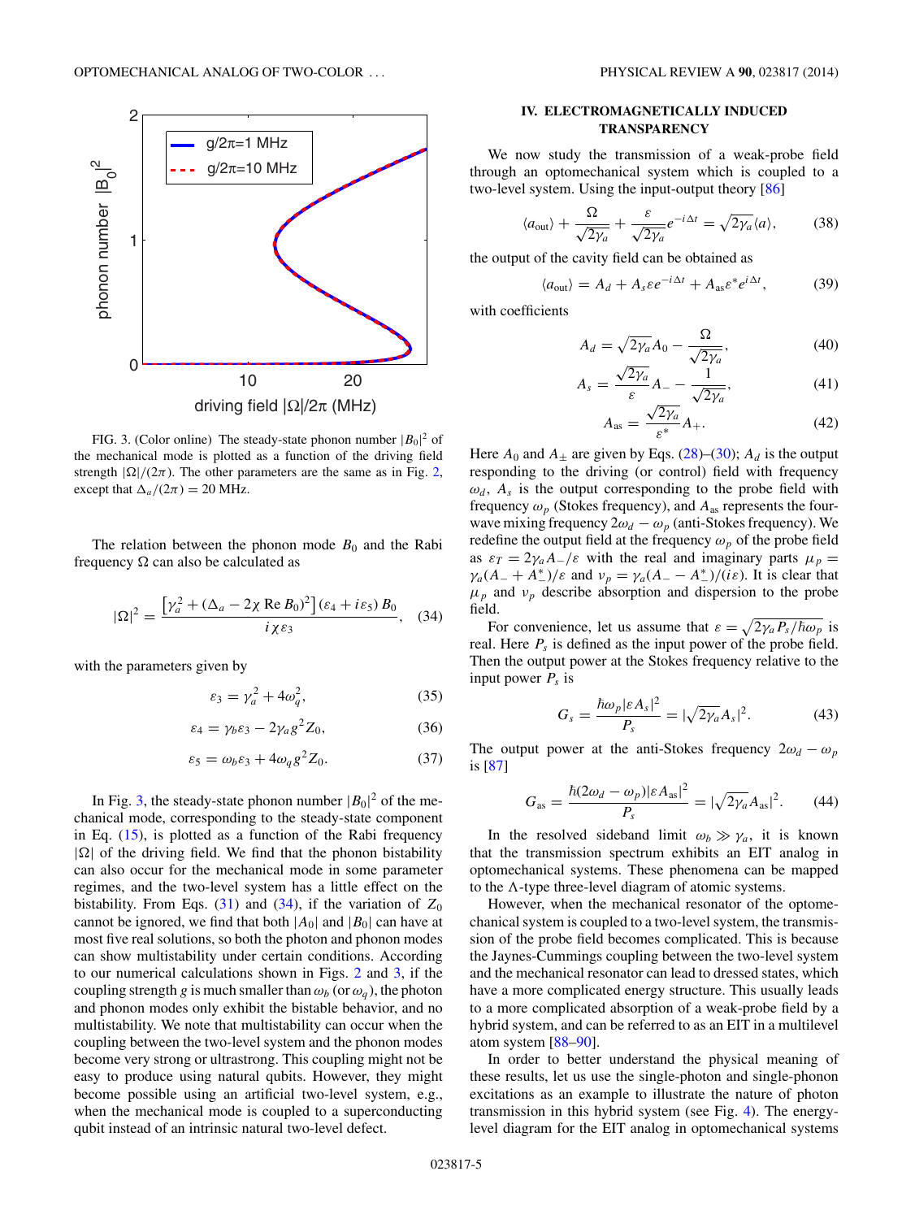FIG. 3. (Color online) The steady-state phonon number $|B_0|^2$ of the mechanical mode is plotted as a function of the driving field strength $|\Omega|/(2\pi)$. The other parameters are the same as in Fig. 2, except that $\Delta_a/(2\pi) = 20$ MHz.

The relation between the phonon mode $B_0$ and the Rabi frequency $\Omega$ can also be calculated as

$$|\Omega|^2 = \frac{\left[\gamma_a^2 + (\Delta_a - 2\chi \,\mathrm{Re}\, B_0)^2\right](\varepsilon_4 + i\varepsilon_5)\, B_0}{i\chi\varepsilon_3}, \quad (34)$$

with the parameters given by

$$\varepsilon_3 = \gamma_a^2 + 4\omega_q^2, \quad (35)$$

$$\varepsilon_4 = \gamma_b\varepsilon_3 - 2\gamma_a g^2 Z_0, \quad (36)$$

$$\varepsilon_5 = \omega_b\varepsilon_3 + 4\omega_q g^2 Z_0. \quad (37)$$

In Fig. 3, the steady-state phonon number $|B_0|^2$ of the mechanical mode, corresponding to the steady-state component in Eq. (15), is plotted as a function of the Rabi frequency $|\Omega|$ of the driving field. We find that the phonon bistability can also occur for the mechanical mode in some parameter regimes, and the two-level system has a little effect on the bistability. From Eqs. (31) and (34), if the variation of $Z_0$ cannot be ignored, we find that both $|A_0|$ and $|B_0|$ can have at most five real solutions, so both the photon and phonon modes can show multistability under certain conditions. According to our numerical calculations shown in Figs. 2 and 3, if the coupling strength $g$ is much smaller than $\omega_b$ (or $\omega_q$), the photon and phonon modes only exhibit the bistable behavior, and no multistability. We note that multistability can occur when the coupling between the two-level system and the phonon modes become very strong or ultrastrong. This coupling might not be easy to produce using natural qubits. However, they might become possible using an artificial two-level system, e.g., when the mechanical mode is coupled to a superconducting qubit instead of an intrinsic natural two-level defect.

## IV. ELECTROMAGNETICALLY INDUCED TRANSPARENCY

We now study the transmission of a weak-probe field through an optomechanical system which is coupled to a two-level system. Using the input-output theory [86]

$$\langle a_{\rm out}\rangle + \frac{\Omega}{\sqrt{2\gamma_a}} + \frac{\varepsilon}{\sqrt{2\gamma_a}}e^{-i\Delta t} = \sqrt{2\gamma_a}\langle a\rangle, \quad (38)$$

the output of the cavity field can be obtained as

$$\langle a_{\rm out}\rangle = A_d + A_s\varepsilon e^{-i\Delta t} + A_{\rm as}\varepsilon^* e^{i\Delta t}, \quad (39)$$

with coefficients

$$A_d = \sqrt{2\gamma_a}A_0 - \frac{\Omega}{\sqrt{2\gamma_a}}, \quad (40)$$

$$A_s = \frac{\sqrt{2\gamma_a}}{\varepsilon}A_- - \frac{1}{\sqrt{2\gamma_a}}, \quad (41)$$

$$A_{\rm as} = \frac{\sqrt{2\gamma_a}}{\varepsilon^*}A_+. \quad (42)$$

Here $A_0$ and $A_\pm$ are given by Eqs. (28)–(30); $A_d$ is the output responding to the driving (or control) field with frequency $\omega_d$, $A_s$ is the output corresponding to the probe field with frequency $\omega_p$ (Stokes frequency), and $A_{\rm as}$ represents the four-wave mixing frequency $2\omega_d - \omega_p$ (anti-Stokes frequency). We redefine the output field at the frequency $\omega_p$ of the probe field as $\varepsilon_T = 2\gamma_a A_-/\varepsilon$ with the real and imaginary parts $\mu_p = \gamma_a(A_- + A_-^*)/\varepsilon$ and $\nu_p = \gamma_a(A_- - A_-^*)/(i\varepsilon)$. It is clear that $\mu_p$ and $\nu_p$ describe absorption and dispersion to the probe field.

For convenience, let us assume that $\varepsilon = \sqrt{2\gamma_a P_s/\hbar\omega_p}$ is real. Here $P_s$ is defined as the input power of the probe field. Then the output power at the Stokes frequency relative to the input power $P_s$ is

$$G_s = \frac{\hbar\omega_p|\varepsilon A_s|^2}{P_s} = |\sqrt{2\gamma_a}A_s|^2. \quad (43)$$

The output power at the anti-Stokes frequency $2\omega_d - \omega_p$ is [87]

$$G_{\rm as} = \frac{\hbar(2\omega_d - \omega_p)|\varepsilon A_{\rm as}|^2}{P_s} = |\sqrt{2\gamma_a}A_{\rm as}|^2. \quad (44)$$

In the resolved sideband limit $\omega_b \gg \gamma_a$, it is known that the transmission spectrum exhibits an EIT analog in optomechanical systems. These phenomena can be mapped to the $\Lambda$-type three-level diagram of atomic systems.

However, when the mechanical resonator of the optomechanical system is coupled to a two-level system, the transmission of the probe field becomes complicated. This is because the Jaynes-Cummings coupling between the two-level system and the mechanical resonator can lead to dressed states, which have a more complicated energy structure. This usually leads to a more complicated absorption of a weak-probe field by a hybrid system, and can be referred to as an EIT in a multilevel atom system [88–90].

In order to better understand the physical meaning of these results, let us use the single-photon and single-phonon excitations as an example to illustrate the nature of photon transmission in this hybrid system (see Fig. 4). The energy-level diagram for the EIT analog in optomechanical systems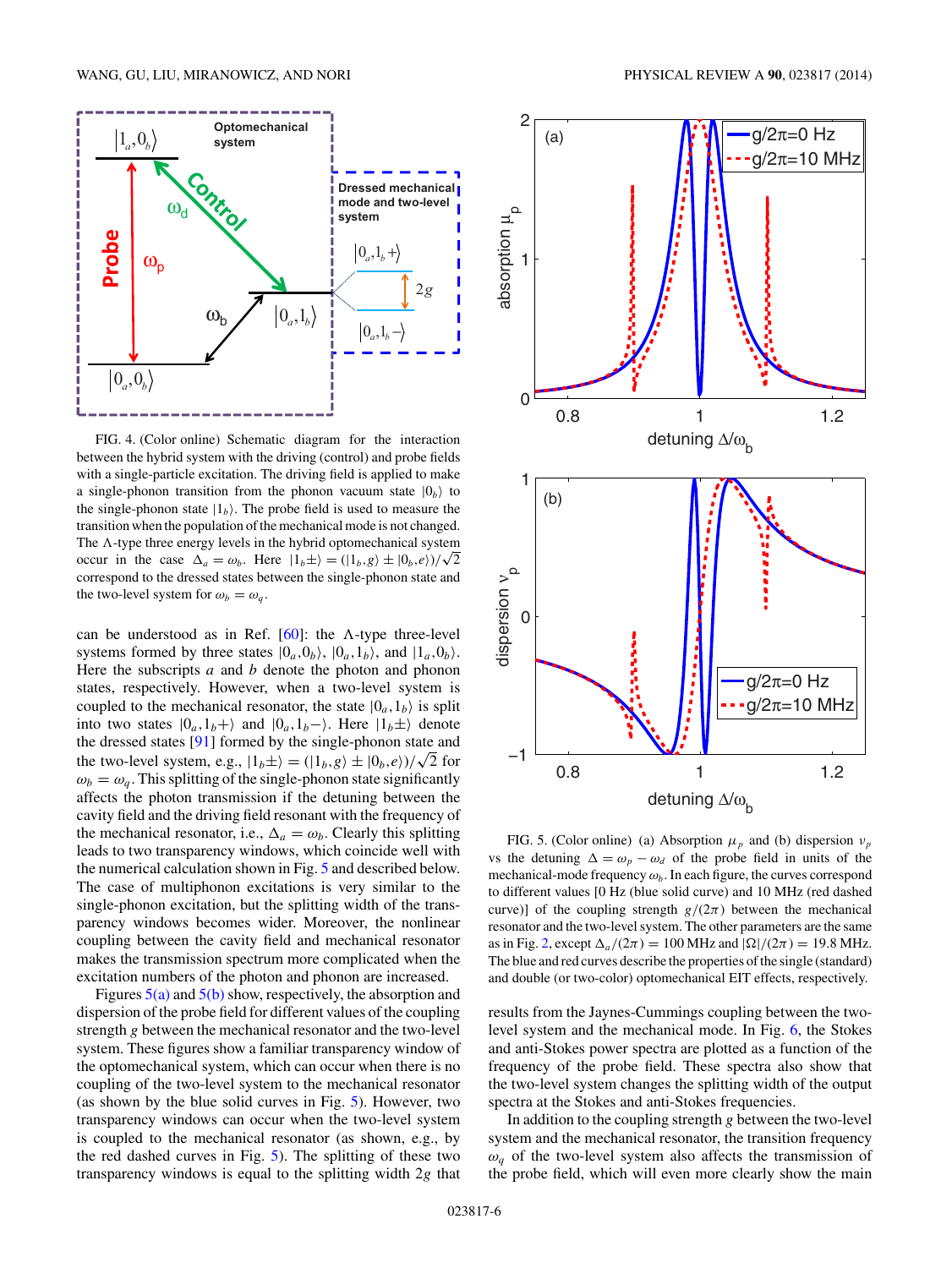FIG. 4. (Color online) Schematic diagram for the interaction between the hybrid system with the driving (control) and probe fields with a single-particle excitation. The driving field is applied to make a single-phonon transition from the phonon vacuum state $|0_b\rangle$ to the single-phonon state $|1_b\rangle$. The probe field is used to measure the transition when the population of the mechanical mode is not changed. The $\Lambda$-type three energy levels in the hybrid optomechanical system occur in the case $\Delta_a = \omega_b$. Here $|1_b\pm\rangle = (|1_b,g\rangle \pm |0_b,e\rangle)/\sqrt{2}$ correspond to the dressed states between the single-phonon state and the two-level system for $\omega_b = \omega_q$.

can be understood as in Ref. [60]: the $\Lambda$-type three-level systems formed by three states $|0_a,0_b\rangle$, $|0_a,1_b\rangle$, and $|1_a,0_b\rangle$. Here the subscripts $a$ and $b$ denote the photon and phonon states, respectively. However, when a two-level system is coupled to the mechanical resonator, the state $|0_a,1_b\rangle$ is split into two states $|0_a,1_b+\rangle$ and $|0_a,1_b-\rangle$. Here $|1_b\pm\rangle$ denote the dressed states [91] formed by the single-phonon state and the two-level system, e.g., $|1_b\pm\rangle = (|1_b,g\rangle \pm |0_b,e\rangle)/\sqrt{2}$ for $\omega_b = \omega_q$. This splitting of the single-phonon state significantly affects the photon transmission if the detuning between the cavity field and the driving field resonant with the frequency of the mechanical resonator, i.e., $\Delta_a = \omega_b$. Clearly this splitting leads to two transparency windows, which coincide well with the numerical calculation shown in Fig. 5 and described below. The case of multiphonon excitations is very similar to the single-phonon excitation, but the splitting width of the transparency windows becomes wider. Moreover, the nonlinear coupling between the cavity field and mechanical resonator makes the transmission spectrum more complicated when the excitation numbers of the photon and phonon are increased.

Figures 5(a) and 5(b) show, respectively, the absorption and dispersion of the probe field for different values of the coupling strength $g$ between the mechanical resonator and the two-level system. These figures show a familiar transparency window of the optomechanical system, which can occur when there is no coupling of the two-level system to the mechanical resonator (as shown by the blue solid curves in Fig. 5). However, two transparency windows can occur when the two-level system is coupled to the mechanical resonator (as shown, e.g., by the red dashed curves in Fig. 5). The splitting of these two transparency windows is equal to the splitting width $2g$ that

FIG. 5. (Color online) (a) Absorption $\mu_p$ and (b) dispersion $\nu_p$ vs the detuning $\Delta = \omega_p - \omega_d$ of the probe field in units of the mechanical-mode frequency $\omega_b$. In each figure, the curves correspond to different values [0 Hz (blue solid curve) and 10 MHz (red dashed curve)] of the coupling strength $g/(2\pi)$ between the mechanical resonator and the two-level system. The other parameters are the same as in Fig. 2, except $\Delta_a/(2\pi) = 100$ MHz and $|\Omega|/(2\pi) = 19.8$ MHz. The blue and red curves describe the properties of the single (standard) and double (or two-color) optomechanical EIT effects, respectively.

results from the Jaynes-Cummings coupling between the two-level system and the mechanical mode. In Fig. 6, the Stokes and anti-Stokes power spectra are plotted as a function of the frequency of the probe field. These spectra also show that the two-level system changes the splitting width of the output spectra at the Stokes and anti-Stokes frequencies.

In addition to the coupling strength $g$ between the two-level system and the mechanical resonator, the transition frequency $\omega_q$ of the two-level system also affects the transmission of the probe field, which will even more clearly show the main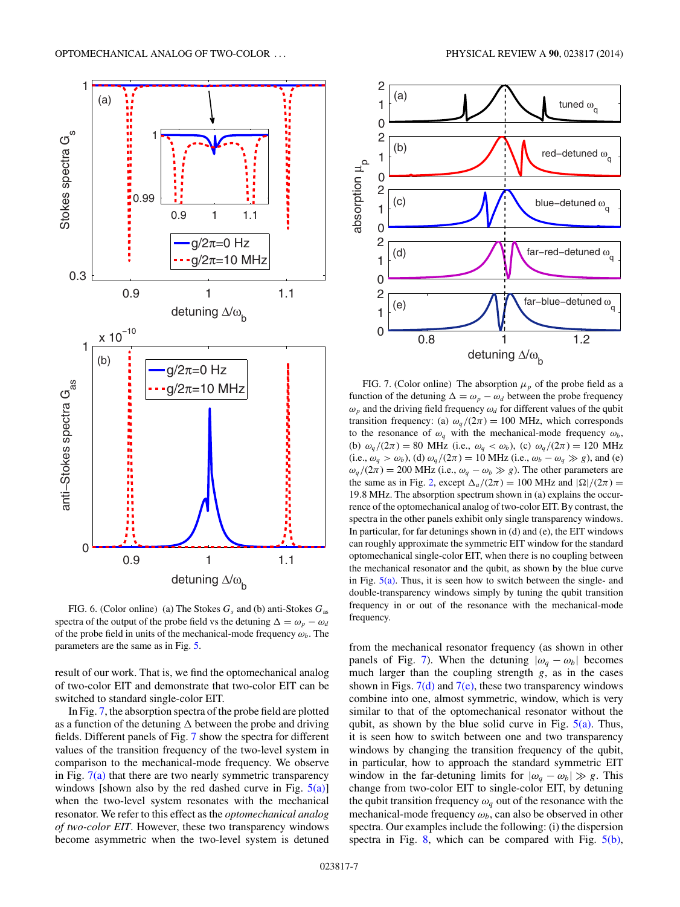FIG. 6. (Color online) (a) The Stokes $G_s$ and (b) anti-Stokes $G_{as}$ spectra of the output of the probe field vs the detuning $\Delta = \omega_p - \omega_d$ of the probe field in units of the mechanical-mode frequency $\omega_b$. The parameters are the same as in Fig. 5.

FIG. 7. (Color online) The absorption $\mu_p$ of the probe field as a function of the detuning $\Delta = \omega_p - \omega_d$ between the probe frequency $\omega_p$ and the driving field frequency $\omega_d$ for different values of the qubit transition frequency: (a) $\omega_q/(2\pi) = 100$ MHz, which corresponds to the resonance of $\omega_q$ with the mechanical-mode frequency $\omega_b$, (b) $\omega_q/(2\pi) = 80$ MHz (i.e., $\omega_q < \omega_b$), (c) $\omega_q/(2\pi) = 120$ MHz (i.e., $\omega_q > \omega_b$), (d) $\omega_q/(2\pi) = 10$ MHz (i.e., $\omega_b - \omega_q \gg g$), and (e) $\omega_q/(2\pi) = 200$ MHz (i.e., $\omega_q - \omega_b \gg g$). The other parameters are the same as in Fig. 2, except $\Delta_a/(2\pi) = 100$ MHz and $|\Omega|/(2\pi) = 19.8$ MHz. The absorption spectrum shown in (a) explains the occurrence of the optomechanical analog of two-color EIT. By contrast, the spectra in the other panels exhibit only single transparency windows. In particular, for far detunings shown in (d) and (e), the EIT windows can roughly approximate the symmetric EIT window for the standard optomechanical single-color EIT, when there is no coupling between the mechanical resonator and the qubit, as shown by the blue curve in Fig. 5(a). Thus, it is seen how to switch between the single- and double-transparency windows simply by tuning the qubit transition frequency in or out of the resonance with the mechanical-mode frequency.

result of our work. That is, we find the optomechanical analog of two-color EIT and demonstrate that two-color EIT can be switched to standard single-color EIT.

In Fig. 7, the absorption spectra of the probe field are plotted as a function of the detuning $\Delta$ between the probe and driving fields. Different panels of Fig. 7 show the spectra for different values of the transition frequency of the two-level system in comparison to the mechanical-mode frequency. We observe in Fig. 7(a) that there are two nearly symmetric transparency windows [shown also by the red dashed curve in Fig. 5(a)] when the two-level system resonates with the mechanical resonator. We refer to this effect as the *optomechanical analog of two-color EIT*. However, these two transparency windows become asymmetric when the two-level system is detuned from the mechanical resonator frequency (as shown in other panels of Fig. 7). When the detuning $|\omega_q - \omega_b|$ becomes much larger than the coupling strength $g$, as in the cases shown in Figs. 7(d) and 7(e), these two transparency windows combine into one, almost symmetric, window, which is very similar to that of the optomechanical resonator without the qubit, as shown by the blue solid curve in Fig. 5(a). Thus, it is seen how to switch between one and two transparency windows by changing the transition frequency of the qubit, in particular, how to approach the standard symmetric EIT window in the far-detuning limits for $|\omega_q - \omega_b| \gg g$. This change from two-color EIT to single-color EIT, by detuning the qubit transition frequency $\omega_q$ out of the resonance with the mechanical-mode frequency $\omega_b$, can also be observed in other spectra. Our examples include the following: (i) the dispersion spectra in Fig. 8, which can be compared with Fig. 5(b),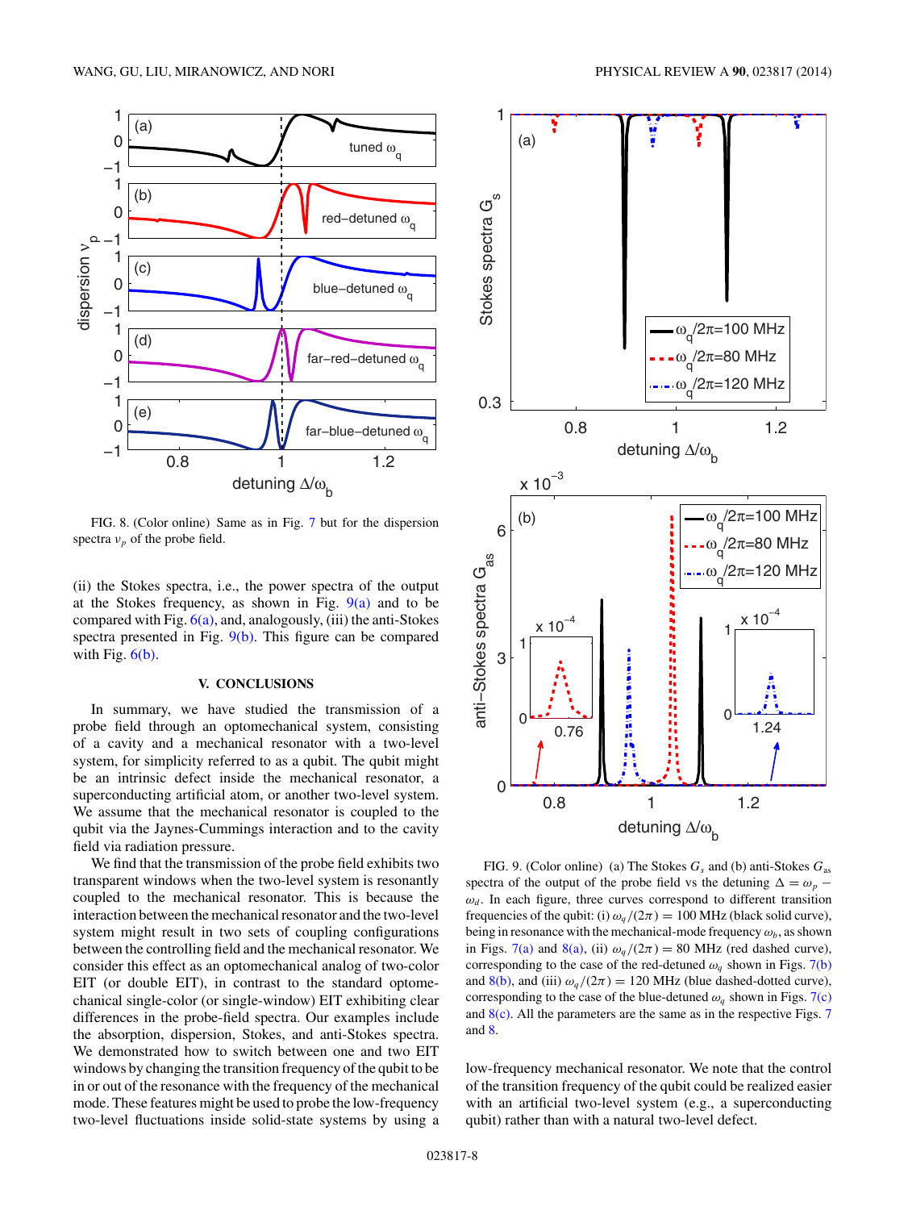FIG. 8. (Color online) Same as in Fig. 7 but for the dispersion spectra $\nu_p$ of the probe field.

(ii) the Stokes spectra, i.e., the power spectra of the output at the Stokes frequency, as shown in Fig. 9(a) and to be compared with Fig. 6(a), and, analogously, (iii) the anti-Stokes spectra presented in Fig. 9(b). This figure can be compared with Fig. 6(b).

## V. CONCLUSIONS

In summary, we have studied the transmission of a probe field through an optomechanical system, consisting of a cavity and a mechanical resonator with a two-level system, for simplicity referred to as a qubit. The qubit might be an intrinsic defect inside the mechanical resonator, a superconducting artificial atom, or another two-level system. We assume that the mechanical resonator is coupled to the qubit via the Jaynes-Cummings interaction and to the cavity field via radiation pressure.

We find that the transmission of the probe field exhibits two transparent windows when the two-level system is resonantly coupled to the mechanical resonator. This is because the interaction between the mechanical resonator and the two-level system might result in two sets of coupling configurations between the controlling field and the mechanical resonator. We consider this effect as an optomechanical analog of two-color EIT (or double EIT), in contrast to the standard optomechanical single-color (or single-window) EIT exhibiting clear differences in the probe-field spectra. Our examples include the absorption, dispersion, Stokes, and anti-Stokes spectra. We demonstrated how to switch between one and two EIT windows by changing the transition frequency of the qubit to be in or out of the resonance with the frequency of the mechanical mode. These features might be used to probe the low-frequency two-level fluctuations inside solid-state systems by using a low-frequency mechanical resonator. We note that the control of the transition frequency of the qubit could be realized easier with an artificial two-level system (e.g., a superconducting qubit) rather than with a natural two-level defect.

FIG. 9. (Color online) (a) The Stokes $G_s$ and (b) anti-Stokes $G_{as}$ spectra of the output of the probe field vs the detuning $\Delta = \omega_p - \omega_d$. In each figure, three curves correspond to different transition frequencies of the qubit: (i) $\omega_q/(2\pi) = 100$ MHz (black solid curve), being in resonance with the mechanical-mode frequency $\omega_b$, as shown in Figs. 7(a) and 8(a), (ii) $\omega_q/(2\pi) = 80$ MHz (red dashed curve), corresponding to the case of the red-detuned $\omega_q$ shown in Figs. 7(b) and 8(b), and (iii) $\omega_q/(2\pi) = 120$ MHz (blue dashed-dotted curve), corresponding to the case of the blue-detuned $\omega_q$ shown in Figs. 7(c) and 8(c). All the parameters are the same as in the respective Figs. 7 and 8.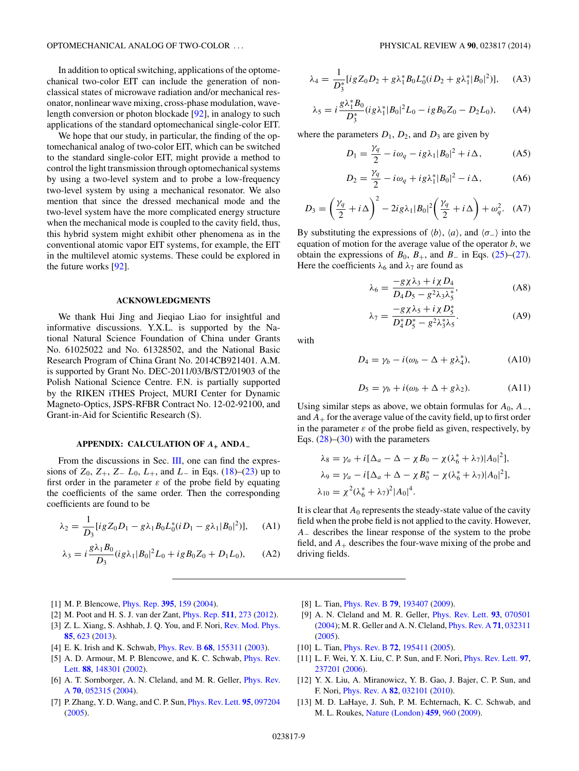In addition to optical switching, applications of the optomechanical two-color EIT can include the generation of nonclassical states of microwave radiation and/or mechanical resonator, nonlinear wave mixing, cross-phase modulation, wavelength conversion or photon blockade [92], in analogy to such applications of the standard optomechanical single-color EIT.

We hope that our study, in particular, the finding of the optomechanical analog of two-color EIT, which can be switched to the standard single-color EIT, might provide a method to control the light transmission through optomechanical systems by using a two-level system and to probe a low-frequency two-level system by using a mechanical resonator. We also mention that since the dressed mechanical mode and the two-level system have the more complicated energy structure when the mechanical mode is coupled to the cavity field, thus, this hybrid system might exhibit other phenomena as in the conventional atomic vapor EIT systems, for example, the EIT in the multilevel atomic systems. These could be explored in the future works [92].

### ACKNOWLEDGMENTS

We thank Hui Jing and Jieqiao Liao for insightful and informative discussions. Y.X.L. is supported by the National Natural Science Foundation of China under Grants No. 61025022 and No. 61328502, and the National Basic Research Program of China Grant No. 2014CB921401. A.M. is supported by Grant No. DEC-2011/03/B/ST2/01903 of the Polish National Science Centre. F.N. is partially supported by the RIKEN iTHES Project, MURI Center for Dynamic Magneto-Optics, JSPS-RFBR Contract No. 12-02-92100, and Grant-in-Aid for Scientific Research (S).

### APPENDIX: CALCULATION OF $A_+$ AND $A_-$

From the discussions in Sec. III, one can find the expressions of $Z_0$, $Z_+$, $Z_-$ $L_0$, $L_+$, and $L_-$ in Eqs. (18)–(23) up to first order in the parameter $\varepsilon$ of the probe field by equating the coefficients of the same order. Then the corresponding coefficients are found to be

$$\lambda_2 = \frac{1}{D_3}[igZ_0D_1 - g\lambda_1 B_0 L_0^*(iD_1 - g\lambda_1|B_0|^2)], \quad \text{(A1)}$$

$$\lambda_3 = i\frac{g\lambda_1 B_0}{D_3}(ig\lambda_1|B_0|^2L_0 + igB_0Z_0 + D_1L_0), \quad \text{(A2)}$$

$$\lambda_4 = \frac{1}{D_3^*}[igZ_0D_2 + g\lambda_1^* B_0 L_0^*(iD_2 + g\lambda_1^*|B_0|^2)], \quad \text{(A3)}$$

$$\lambda_5 = i\frac{g\lambda_1^* B_0}{D_3^*}(ig\lambda_1^*|B_0|^2L_0 - igB_0Z_0 - D_2L_0), \quad \text{(A4)}$$

where the parameters $D_1$, $D_2$, and $D_3$ are given by

$$D_1 = \frac{\gamma_q}{2} - i\omega_q - ig\lambda_1|B_0|^2 + i\Delta, \quad \text{(A5)}$$

$$D_2 = \frac{\gamma_q}{2} - i\omega_q + ig\lambda_1^*|B_0|^2 - i\Delta, \quad \text{(A6)}$$

$$D_3 = \left(\frac{\gamma_q}{2} + i\Delta\right)^2 - 2ig\lambda_1|B_0|^2\left(\frac{\gamma_q}{2} + i\Delta\right) + \omega_q^2. \quad \text{(A7)}$$

By substituting the expressions of $\langle b\rangle$, $\langle a\rangle$, and $\langle\sigma_-\rangle$ into the equation of motion for the average value of the operator $b$, we obtain the expressions of $B_0$, $B_+$, and $B_-$ in Eqs. (25)–(27). Here the coefficients $\lambda_6$ and $\lambda_7$ are found as

$$\lambda_6 = \frac{-g\chi\lambda_3 + i\chi D_4}{D_4D_5 - g^2\lambda_3\lambda_5^*}, \quad \text{(A8)}$$

$$\lambda_7 = \frac{-g\chi\lambda_5 + i\chi D_5^*}{D_4^*D_5^* - g^2\lambda_3^*\lambda_5}. \quad \text{(A9)}$$

with

$$D_4 = \gamma_b - i(\omega_b - \Delta + g\lambda_4^*), \quad \text{(A10)}$$

$$D_5 = \gamma_b + i(\omega_b + \Delta + g\lambda_2). \quad \text{(A11)}$$

Using similar steps as above, we obtain formulas for $A_0$, $A_-$, and $A_+$ for the average value of the cavity field, up to first order in the parameter $\varepsilon$ of the probe field as given, respectively, by Eqs. (28)–(30) with the parameters

$$\lambda_8 = \gamma_a + i[\Delta_a - \Delta - \chi B_0 - \chi(\lambda_6^* + \lambda_7)|A_0|^2],$$
$$\lambda_9 = \gamma_a - i[\Delta_a + \Delta - \chi B_0^* - \chi(\lambda_6^* + \lambda_7)|A_0|^2],$$
$$\lambda_{10} = \chi^2(\lambda_6^* + \lambda_7)^2|A_0|^4.$$

It is clear that $A_0$ represents the steady-state value of the cavity field when the probe field is not applied to the cavity. However, $A_-$ describes the linear response of the system to the probe field, and $A_+$ describes the four-wave mixing of the probe and driving fields.

---

[1] M. P. Blencowe, Phys. Rep. **395**, 159 (2004).

[2] M. Poot and H. S. J. van der Zant, Phys. Rep. **511**, 273 (2012).

[3] Z. L. Xiang, S. Ashhab, J. Q. You, and F. Nori, Rev. Mod. Phys. **85**, 623 (2013).

[4] E. K. Irish and K. Schwab, Phys. Rev. B **68**, 155311 (2003).

[5] A. D. Armour, M. P. Blencowe, and K. C. Schwab, Phys. Rev. Lett. **88**, 148301 (2002).

[6] A. T. Sornborger, A. N. Cleland, and M. R. Geller, Phys. Rev. A **70**, 052315 (2004).

[7] P. Zhang, Y. D. Wang, and C. P. Sun, Phys. Rev. Lett. **95**, 097204 (2005).

[8] L. Tian, Phys. Rev. B **79**, 193407 (2009).

[9] A. N. Cleland and M. R. Geller, Phys. Rev. Lett. **93**, 070501 (2004); M. R. Geller and A. N. Cleland, Phys. Rev. A **71**, 032311 (2005).

[10] L. Tian, Phys. Rev. B **72**, 195411 (2005).

[11] L. F. Wei, Y. X. Liu, C. P. Sun, and F. Nori, Phys. Rev. Lett. **97**, 237201 (2006).

[12] Y. X. Liu, A. Miranowicz, Y. B. Gao, J. Bajer, C. P. Sun, and F. Nori, Phys. Rev. A **82**, 032101 (2010).

[13] M. D. LaHaye, J. Suh, P. M. Echternach, K. C. Schwab, and M. L. Roukes, Nature (London) **459**, 960 (2009).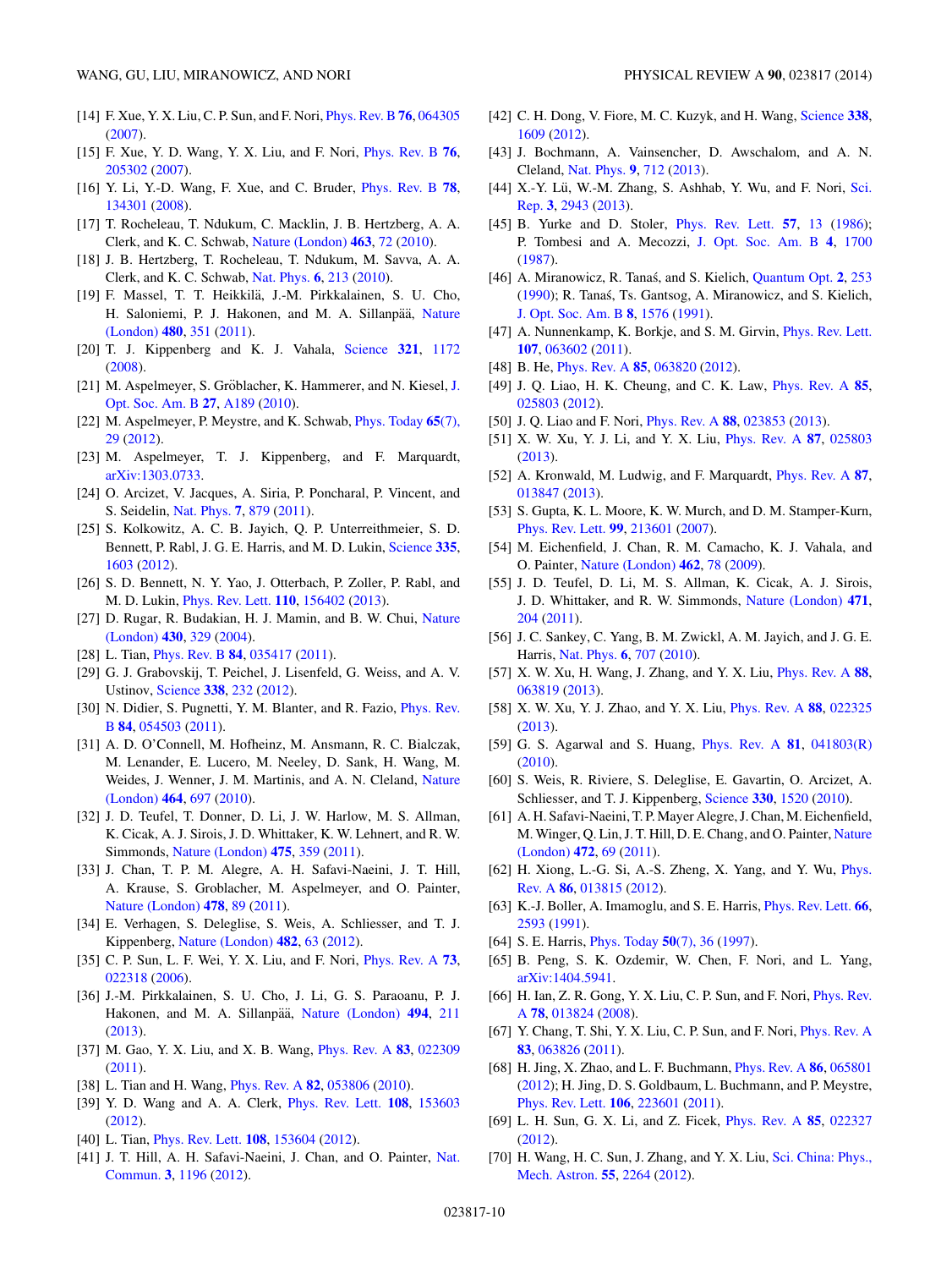[14] F. Xue, Y. X. Liu, C. P. Sun, and F. Nori, Phys. Rev. B **76**, 064305 (2007).

[15] F. Xue, Y. D. Wang, Y. X. Liu, and F. Nori, Phys. Rev. B **76**, 205302 (2007).

[16] Y. Li, Y.-D. Wang, F. Xue, and C. Bruder, Phys. Rev. B **78**, 134301 (2008).

[17] T. Rocheleau, T. Ndukum, C. Macklin, J. B. Hertzberg, A. A. Clerk, and K. C. Schwab, Nature (London) **463**, 72 (2010).

[18] J. B. Hertzberg, T. Rocheleau, T. Ndukum, M. Savva, A. A. Clerk, and K. C. Schwab, Nat. Phys. **6**, 213 (2010).

[19] F. Massel, T. T. Heikkilä, J.-M. Pirkkalainen, S. U. Cho, H. Saloniemi, P. J. Hakonen, and M. A. Sillanpää, Nature (London) **480**, 351 (2011).

[20] T. J. Kippenberg and K. J. Vahala, Science **321**, 1172 (2008).

[21] M. Aspelmeyer, S. Gröblacher, K. Hammerer, and N. Kiesel, J. Opt. Soc. Am. B **27**, A189 (2010).

[22] M. Aspelmeyer, P. Meystre, and K. Schwab, Phys. Today **65**(7), 29 (2012).

[23] M. Aspelmeyer, T. J. Kippenberg, and F. Marquardt, arXiv:1303.0733.

[24] O. Arcizet, V. Jacques, A. Siria, P. Poncharal, P. Vincent, and S. Seidelin, Nat. Phys. **7**, 879 (2011).

[25] S. Kolkowitz, A. C. B. Jayich, Q. P. Unterreithmeier, S. D. Bennett, P. Rabl, J. G. E. Harris, and M. D. Lukin, Science **335**, 1603 (2012).

[26] S. D. Bennett, N. Y. Yao, J. Otterbach, P. Zoller, P. Rabl, and M. D. Lukin, Phys. Rev. Lett. **110**, 156402 (2013).

[27] D. Rugar, R. Budakian, H. J. Mamin, and B. W. Chui, Nature (London) **430**, 329 (2004).

[28] L. Tian, Phys. Rev. B **84**, 035417 (2011).

[29] G. J. Grabovskij, T. Peichel, J. Lisenfeld, G. Weiss, and A. V. Ustinov, Science **338**, 232 (2012).

[30] N. Didier, S. Pugnetti, Y. M. Blanter, and R. Fazio, Phys. Rev. B **84**, 054503 (2011).

[31] A. D. O'Connell, M. Hofheinz, M. Ansmann, R. C. Bialczak, M. Lenander, E. Lucero, M. Neeley, D. Sank, H. Wang, M. Weides, J. Wenner, J. M. Martinis, and A. N. Cleland, Nature (London) **464**, 697 (2010).

[32] J. D. Teufel, T. Donner, D. Li, J. W. Harlow, M. S. Allman, K. Cicak, A. J. Sirois, J. D. Whittaker, K. W. Lehnert, and R. W. Simmonds, Nature (London) **475**, 359 (2011).

[33] J. Chan, T. P. M. Alegre, A. H. Safavi-Naeini, J. T. Hill, A. Krause, S. Groblacher, M. Aspelmeyer, and O. Painter, Nature (London) **478**, 89 (2011).

[34] E. Verhagen, S. Deleglise, S. Weis, A. Schliesser, and T. J. Kippenberg, Nature (London) **482**, 63 (2012).

[35] C. P. Sun, L. F. Wei, Y. X. Liu, and F. Nori, Phys. Rev. A **73**, 022318 (2006).

[36] J.-M. Pirkkalainen, S. U. Cho, J. Li, G. S. Paraoanu, P. J. Hakonen, and M. A. Sillanpää, Nature (London) **494**, 211 (2013).

[37] M. Gao, Y. X. Liu, and X. B. Wang, Phys. Rev. A **83**, 022309 (2011).

[38] L. Tian and H. Wang, Phys. Rev. A **82**, 053806 (2010).

[39] Y. D. Wang and A. A. Clerk, Phys. Rev. Lett. **108**, 153603 (2012).

[40] L. Tian, Phys. Rev. Lett. **108**, 153604 (2012).

[41] J. T. Hill, A. H. Safavi-Naeini, J. Chan, and O. Painter, Nat. Commun. **3**, 1196 (2012).

[42] C. H. Dong, V. Fiore, M. C. Kuzyk, and H. Wang, Science **338**, 1609 (2012).

[43] J. Bochmann, A. Vainsencher, D. Awschalom, and A. N. Cleland, Nat. Phys. **9**, 712 (2013).

[44] X.-Y. Lü, W.-M. Zhang, S. Ashhab, Y. Wu, and F. Nori, Sci. Rep. **3**, 2943 (2013).

[45] B. Yurke and D. Stoler, Phys. Rev. Lett. **57**, 13 (1986); P. Tombesi and A. Mecozzi, J. Opt. Soc. Am. B **4**, 1700 (1987).

[46] A. Miranowicz, R. Tanaś, and S. Kielich, Quantum Opt. **2**, 253 (1990); R. Tanaś, Ts. Gantsog, A. Miranowicz, and S. Kielich, J. Opt. Soc. Am. B **8**, 1576 (1991).

[47] A. Nunnenkamp, K. Borkje, and S. M. Girvin, Phys. Rev. Lett. **107**, 063602 (2011).

[48] B. He, Phys. Rev. A **85**, 063820 (2012).

[49] J. Q. Liao, H. K. Cheung, and C. K. Law, Phys. Rev. A **85**, 025803 (2012).

[50] J. Q. Liao and F. Nori, Phys. Rev. A **88**, 023853 (2013).

[51] X. W. Xu, Y. J. Li, and Y. X. Liu, Phys. Rev. A **87**, 025803 (2013).

[52] A. Kronwald, M. Ludwig, and F. Marquardt, Phys. Rev. A **87**, 013847 (2013).

[53] S. Gupta, K. L. Moore, K. W. Murch, and D. M. Stamper-Kurn, Phys. Rev. Lett. **99**, 213601 (2007).

[54] M. Eichenfield, J. Chan, R. M. Camacho, K. J. Vahala, and O. Painter, Nature (London) **462**, 78 (2009).

[55] J. D. Teufel, D. Li, M. S. Allman, K. Cicak, A. J. Sirois, J. D. Whittaker, and R. W. Simmonds, Nature (London) **471**, 204 (2011).

[56] J. C. Sankey, C. Yang, B. M. Zwickl, A. M. Jayich, and J. G. E. Harris, Nat. Phys. **6**, 707 (2010).

[57] X. W. Xu, H. Wang, J. Zhang, and Y. X. Liu, Phys. Rev. A **88**, 063819 (2013).

[58] X. W. Xu, Y. J. Zhao, and Y. X. Liu, Phys. Rev. A **88**, 022325 (2013).

[59] G. S. Agarwal and S. Huang, Phys. Rev. A **81**, 041803(R) (2010).

[60] S. Weis, R. Riviere, S. Deleglise, E. Gavartin, O. Arcizet, A. Schliesser, and T. J. Kippenberg, Science **330**, 1520 (2010).

[61] A. H. Safavi-Naeini, T. P. Mayer Alegre, J. Chan, M. Eichenfield, M. Winger, Q. Lin, J. T. Hill, D. E. Chang, and O. Painter, Nature (London) **472**, 69 (2011).

[62] H. Xiong, L.-G. Si, A.-S. Zheng, X. Yang, and Y. Wu, Phys. Rev. A **86**, 013815 (2012).

[63] K.-J. Boller, A. Imamoglu, and S. E. Harris, Phys. Rev. Lett. **66**, 2593 (1991).

[64] S. E. Harris, Phys. Today **50**(7), 36 (1997).

[65] B. Peng, S. K. Ozdemir, W. Chen, F. Nori, and L. Yang, arXiv:1404.5941.

[66] H. Ian, Z. R. Gong, Y. X. Liu, C. P. Sun, and F. Nori, Phys. Rev. A **78**, 013824 (2008).

[67] Y. Chang, T. Shi, Y. X. Liu, C. P. Sun, and F. Nori, Phys. Rev. A **83**, 063826 (2011).

[68] H. Jing, X. Zhao, and L. F. Buchmann, Phys. Rev. A **86**, 065801 (2012); H. Jing, D. S. Goldbaum, L. Buchmann, and P. Meystre, Phys. Rev. Lett. **106**, 223601 (2011).

[69] L. H. Sun, G. X. Li, and Z. Ficek, Phys. Rev. A **85**, 022327 (2012).

[70] H. Wang, H. C. Sun, J. Zhang, and Y. X. Liu, Sci. China: Phys., Mech. Astron. **55**, 2264 (2012).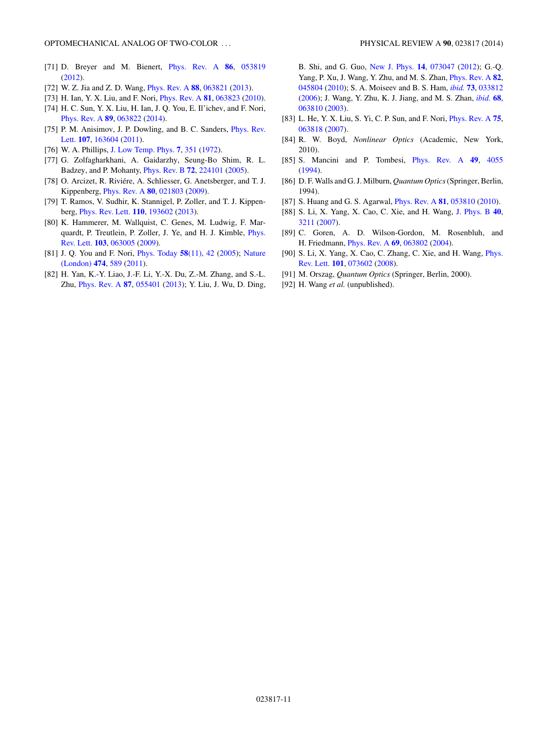[71] D. Breyer and M. Bienert, Phys. Rev. A **86**, 053819 (2012).

[72] W. Z. Jia and Z. D. Wang, Phys. Rev. A **88**, 063821 (2013).

[73] H. Ian, Y. X. Liu, and F. Nori, Phys. Rev. A **81**, 063823 (2010).

[74] H. C. Sun, Y. X. Liu, H. Ian, J. Q. You, E. Il'ichev, and F. Nori, Phys. Rev. A **89**, 063822 (2014).

[75] P. M. Anisimov, J. P. Dowling, and B. C. Sanders, Phys. Rev. Lett. **107**, 163604 (2011).

[76] W. A. Phillips, J. Low Temp. Phys. **7**, 351 (1972).

[77] G. Zolfagharkhani, A. Gaidarzhy, Seung-Bo Shim, R. L. Badzey, and P. Mohanty, Phys. Rev. B **72**, 224101 (2005).

[78] O. Arcizet, R. Riviére, A. Schliesser, G. Anetsberger, and T. J. Kippenberg, Phys. Rev. A **80**, 021803 (2009).

[79] T. Ramos, V. Sudhir, K. Stannigel, P. Zoller, and T. J. Kippenberg, Phys. Rev. Lett. **110**, 193602 (2013).

[80] K. Hammerer, M. Wallquist, C. Genes, M. Ludwig, F. Marquardt, P. Treutlein, P. Zoller, J. Ye, and H. J. Kimble, Phys. Rev. Lett. **103**, 063005 (2009).

[81] J. Q. You and F. Nori, Phys. Today **58**(11), 42 (2005); Nature (London) **474**, 589 (2011).

[82] H. Yan, K.-Y. Liao, J.-F. Li, Y.-X. Du, Z.-M. Zhang, and S.-L. Zhu, Phys. Rev. A **87**, 055401 (2013); Y. Liu, J. Wu, D. Ding, B. Shi, and G. Guo, New J. Phys. **14**, 073047 (2012); G.-Q. Yang, P. Xu, J. Wang, Y. Zhu, and M. S. Zhan, Phys. Rev. A **82**, 045804 (2010); S. A. Moiseev and B. S. Ham, *ibid.* **73**, 033812 (2006); J. Wang, Y. Zhu, K. J. Jiang, and M. S. Zhan, *ibid.* **68**, 063810 (2003).

[83] L. He, Y. X. Liu, S. Yi, C. P. Sun, and F. Nori, Phys. Rev. A **75**, 063818 (2007).

[84] R. W. Boyd, *Nonlinear Optics* (Academic, New York, 2010).

[85] S. Mancini and P. Tombesi, Phys. Rev. A **49**, 4055 (1994).

[86] D. F. Walls and G. J. Milburn, *Quantum Optics* (Springer, Berlin, 1994).

[87] S. Huang and G. S. Agarwal, Phys. Rev. A **81**, 053810 (2010).

[88] S. Li, X. Yang, X. Cao, C. Xie, and H. Wang, J. Phys. B **40**, 3211 (2007).

[89] C. Goren, A. D. Wilson-Gordon, M. Rosenbluh, and H. Friedmann, Phys. Rev. A **69**, 063802 (2004).

[90] S. Li, X. Yang, X. Cao, C. Zhang, C. Xie, and H. Wang, Phys. Rev. Lett. **101**, 073602 (2008).

[91] M. Orszag, *Quantum Optics* (Springer, Berlin, 2000).

[92] H. Wang *et al.* (unpublished).